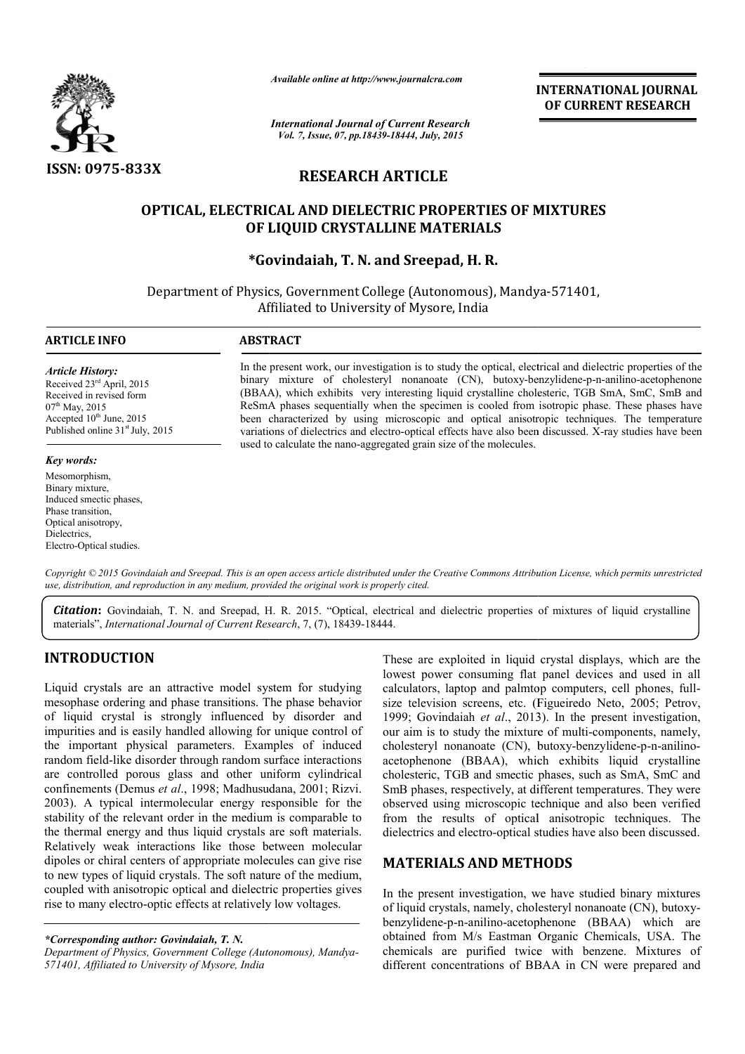# OPTICAL, ELECTRICAL AND DIELECTRIC PROPERTIES OF MIXTURES OF LIQUID CRYSTALLINE MATERIALS

**RESEARCH ARTICLE**

**\*Govindaiah, T. N. and Sreepad, H. R.**

Department of Physics, Government College (Autonomous), Mandya-571401, Affiliated to University of Mysore, India

**ARTICLE INFO**

*Article History:*
Received 23rd April, 2015
Received in revised form 07th May, 2015
Accepted 10th June, 2015
Published online 31st July, 2015

*Key words:*
Mesomorphism,
Binary mixture,
Induced smectic phases,
Phase transition,
Optical anisotropy,
Dielectrics,
Electro-Optical studies.

**ABSTRACT**

In the present work, our investigation is to study the optical, electrical and dielectric properties of the binary mixture of cholesteryl nonanoate (CN), butoxy-benzylidene-p-n-anilino-acetophenone (BBAA), which exhibits very interesting liquid crystalline cholesteric, TGB SmA, SmC, SmB and ReSmA phases sequentially when the specimen is cooled from isotropic phase. These phases have been characterized by using microscopic and optical anisotropic techniques. The temperature variations of dielectrics and electro-optical effects have also been discussed. X-ray studies have been used to calculate the nano-aggregated grain size of the molecules.

*Copyright © 2015 Govindaiah and Sreepad. This is an open access article distributed under the Creative Commons Attribution License, which permits unrestricted use, distribution, and reproduction in any medium, provided the original work is properly cited.*

***Citation*:** Govindaiah, T. N. and Sreepad, H. R. 2015. "Optical, electrical and dielectric properties of mixtures of liquid crystalline materials", *International Journal of Current Research*, 7, (7), 18439-18444.

## INTRODUCTION

Liquid crystals are an attractive model system for studying mesophase ordering and phase transitions. The phase behavior of liquid crystal is strongly influenced by disorder and impurities and is easily handled allowing for unique control of the important physical parameters. Examples of induced random field-like disorder through random surface interactions are controlled porous glass and other uniform cylindrical confinements (Demus *et al*., 1998; Madhusudana, 2001; Rizvi. 2003). A typical intermolecular energy responsible for the stability of the relevant order in the medium is comparable to the thermal energy and thus liquid crystals are soft materials. Relatively weak interactions like those between molecular dipoles or chiral centers of appropriate molecules can give rise to new types of liquid crystals. The soft nature of the medium, coupled with anisotropic optical and dielectric properties gives rise to many electro-optic effects at relatively low voltages.

These are exploited in liquid crystal displays, which are the lowest power consuming flat panel devices and used in all calculators, laptop and palmtop computers, cell phones, full-size television screens, etc. (Figueiredo Neto, 2005; Petrov, 1999; Govindaiah *et al*., 2013). In the present investigation, our aim is to study the mixture of multi-components, namely, cholesteryl nonanoate (CN), butoxy-benzylidene-p-n-anilino-acetophenone (BBAA), which exhibits liquid crystalline cholesteric, TGB and smectic phases, such as SmA, SmC and SmB phases, respectively, at different temperatures. They were observed using microscopic technique and also been verified from the results of optical anisotropic techniques. The dielectrics and electro-optical studies have also been discussed.

## MATERIALS AND METHODS

In the present investigation, we have studied binary mixtures of liquid crystals, namely, cholesteryl nonanoate (CN), butoxy-benzylidene-p-n-anilino-acetophenone (BBAA) which are obtained from M/s Eastman Organic Chemicals, USA. The chemicals are purified twice with benzene. Mixtures of different concentrations of BBAA in CN were prepared and

*\*Corresponding author: Govindaiah, T. N.*
*Department of Physics, Government College (Autonomous), Mandya-571401, Affiliated to University of Mysore, India*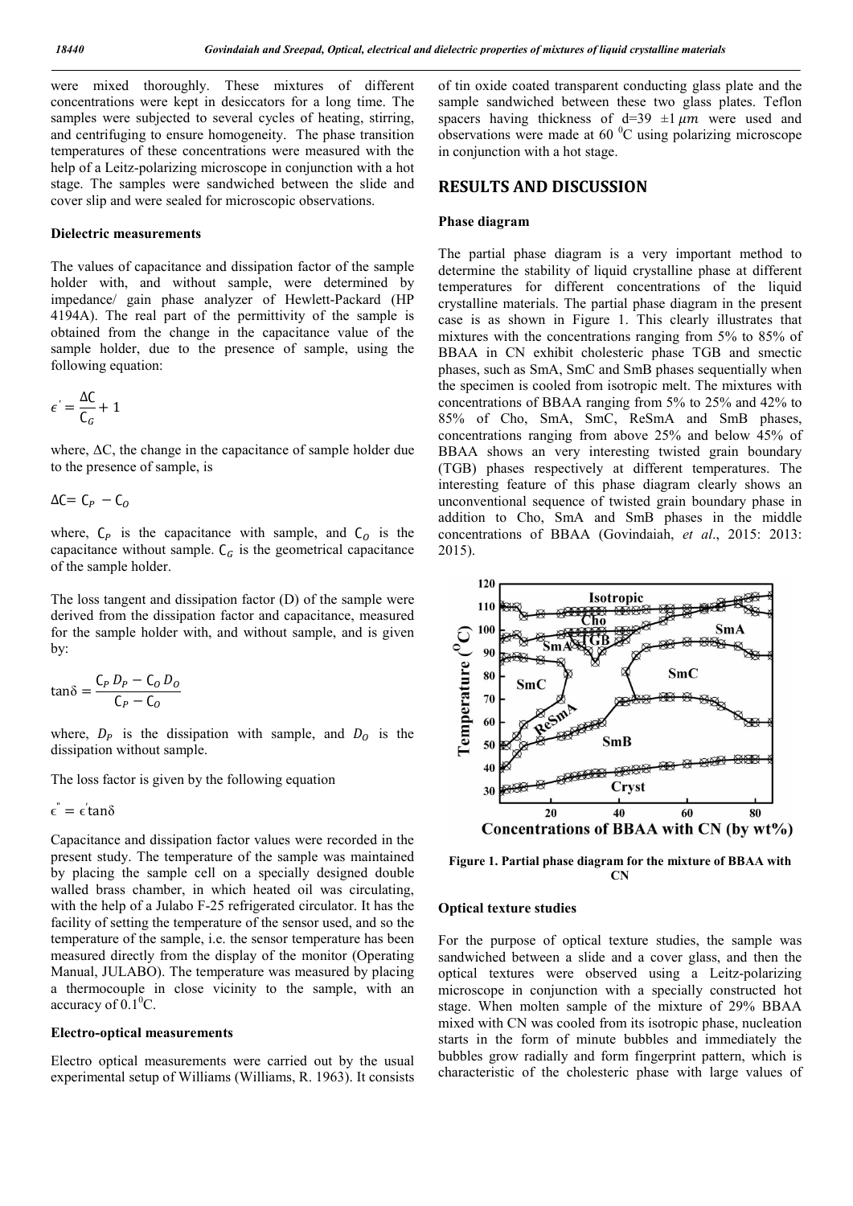were mixed thoroughly. These mixtures of different concentrations were kept in desiccators for a long time. The samples were subjected to several cycles of heating, stirring, and centrifuging to ensure homogeneity. The phase transition temperatures of these concentrations were measured with the help of a Leitz-polarizing microscope in conjunction with a hot stage. The samples were sandwiched between the slide and cover slip and were sealed for microscopic observations.

### Dielectric measurements

The values of capacitance and dissipation factor of the sample holder with, and without sample, were determined by impedance/ gain phase analyzer of Hewlett-Packard (HP 4194A). The real part of the permittivity of the sample is obtained from the change in the capacitance value of the sample holder, due to the presence of sample, using the following equation:

$$\epsilon' = \frac{\Delta C}{C_G} + 1$$

where, ΔC, the change in the capacitance of sample holder due to the presence of sample, is

$$\Delta C = C_P - C_O$$

where, $C_P$ is the capacitance with sample, and $C_O$ is the capacitance without sample. $C_G$ is the geometrical capacitance of the sample holder.

The loss tangent and dissipation factor (D) of the sample were derived from the dissipation factor and capacitance, measured for the sample holder with, and without sample, and is given by:

$$\tan\delta = \frac{C_P D_P - C_O D_O}{C_P - C_O}$$

where, $D_P$ is the dissipation with sample, and $D_O$ is the dissipation without sample.

The loss factor is given by the following equation

$$\epsilon'' = \epsilon' \tan\delta$$

Capacitance and dissipation factor values were recorded in the present study. The temperature of the sample was maintained by placing the sample cell on a specially designed double walled brass chamber, in which heated oil was circulating, with the help of a Julabo F-25 refrigerated circulator. It has the facility of setting the temperature of the sensor used, and so the temperature of the sample, i.e. the sensor temperature has been measured directly from the display of the monitor (Operating Manual, JULABO). The temperature was measured by placing a thermocouple in close vicinity to the sample, with an accuracy of $0.1^0$C.

### Electro-optical measurements

Electro optical measurements were carried out by the usual experimental setup of Williams (Williams, R. 1963). It consists of tin oxide coated transparent conducting glass plate and the sample sandwiched between these two glass plates. Teflon spacers having thickness of d=39 $\pm 1\,\mu m$ were used and observations were made at 60 $^0$C using polarizing microscope in conjunction with a hot stage.

## RESULTS AND DISCUSSION

### Phase diagram

The partial phase diagram is a very important method to determine the stability of liquid crystalline phase at different temperatures for different concentrations of the liquid crystalline materials. The partial phase diagram in the present case is as shown in Figure 1. This clearly illustrates that mixtures with the concentrations ranging from 5% to 85% of BBAA in CN exhibit cholesteric phase TGB and smectic phases, such as SmA, SmC and SmB phases sequentially when the specimen is cooled from isotropic melt. The mixtures with concentrations of BBAA ranging from 5% to 25% and 42% to 85% of Cho, SmA, SmC, ReSmA and SmB phases, concentrations ranging from above 25% and below 45% of BBAA shows an very interesting twisted grain boundary (TGB) phases respectively at different temperatures. The interesting feature of this phase diagram clearly shows an unconventional sequence of twisted grain boundary phase in addition to Cho, SmA and SmB phases in the middle concentrations of BBAA (Govindaiah, *et al*., 2015: 2013: 2015).

**Figure 1. Partial phase diagram for the mixture of BBAA with CN**

### Optical texture studies

For the purpose of optical texture studies, the sample was sandwiched between a slide and a cover glass, and then the optical textures were observed using a Leitz-polarizing microscope in conjunction with a specially constructed hot stage. When molten sample of the mixture of 29% BBAA mixed with CN was cooled from its isotropic phase, nucleation starts in the form of minute bubbles and immediately the bubbles grow radially and form fingerprint pattern, which is characteristic of the cholesteric phase with large values of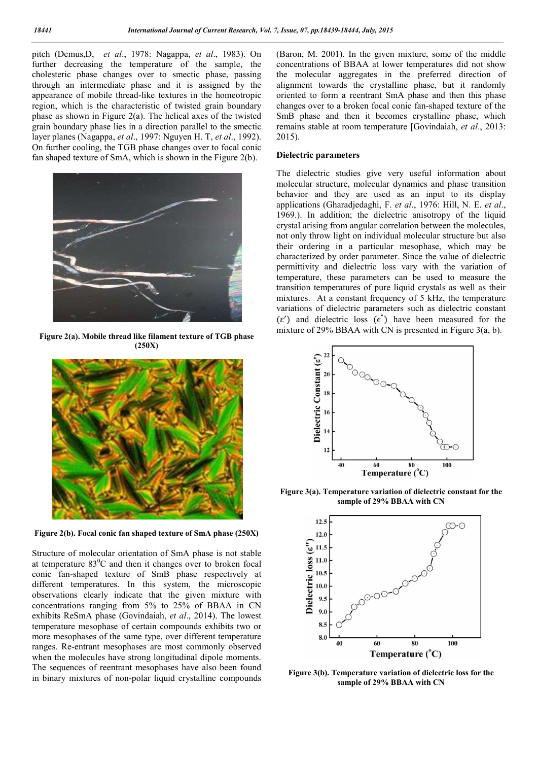pitch (Demus,D, *et al*., 1978: Nagappa, *et al*., 1983). On further decreasing the temperature of the sample, the cholesteric phase changes over to smectic phase, passing through an intermediate phase and it is assigned by the appearance of mobile thread-like textures in the homeotropic region, which is the characteristic of twisted grain boundary phase as shown in Figure 2(a). The helical axes of the twisted grain boundary phase lies in a direction parallel to the smectic layer planes (Nagappa, *et al*., 1997: Nguyen H. T, *et al*., 1992). On further cooling, the TGB phase changes over to focal conic fan shaped texture of SmA, which is shown in the Figure 2(b).

**Figure 2(a). Mobile thread like filament texture of TGB phase (250X)**

**Figure 2(b). Focal conic fan shaped texture of SmA phase (250X)**

Structure of molecular orientation of SmA phase is not stable at temperature $83^0$C and then it changes over to broken focal conic fan-shaped texture of SmB phase respectively at different temperatures. In this system, the microscopic observations clearly indicate that the given mixture with concentrations ranging from 5% to 25% of BBAA in CN exhibits ReSmA phase (Govindaiah, *et al*., 2014). The lowest temperature mesophase of certain compounds exhibits two or more mesophases of the same type, over different temperature ranges. Re-entrant mesophases are most commonly observed when the molecules have strong longitudinal dipole moments. The sequences of reentrant mesophases have also been found in binary mixtures of non-polar liquid crystalline compounds (Baron, M. 2001). In the given mixture, some of the middle concentrations of BBAA at lower temperatures did not show the molecular aggregates in the preferred direction of alignment towards the crystalline phase, but it randomly oriented to form a reentrant SmA phase and then this phase changes over to a broken focal conic fan-shaped texture of the SmB phase and then it becomes crystalline phase, which remains stable at room temperature [Govindaiah, *et al*., 2013: 2015).

### Dielectric parameters

The dielectric studies give very useful information about molecular structure, molecular dynamics and phase transition behavior and they are used as an input to its display applications (Gharadjedaghi, F. *et al*., 1976: Hill, N. E. *et al*., 1969.). In addition; the dielectric anisotropy of the liquid crystal arising from angular correlation between the molecules, not only throw light on individual molecular structure but also their ordering in a particular mesophase, which may be characterized by order parameter. Since the value of dielectric permittivity and dielectric loss vary with the variation of temperature, these parameters can be used to measure the transition temperatures of pure liquid crystals as well as their mixtures. At a constant frequency of 5 kHz, the temperature variations of dielectric parameters such as dielectric constant ($\varepsilon'$) and dielectric loss ($\epsilon''$) have been measured for the mixture of 29% BBAA with CN is presented in Figure 3(a, b).

**Figure 3(a). Temperature variation of dielectric constant for the sample of 29% BBAA with CN**

**Figure 3(b). Temperature variation of dielectric loss for the sample of 29% BBAA with CN**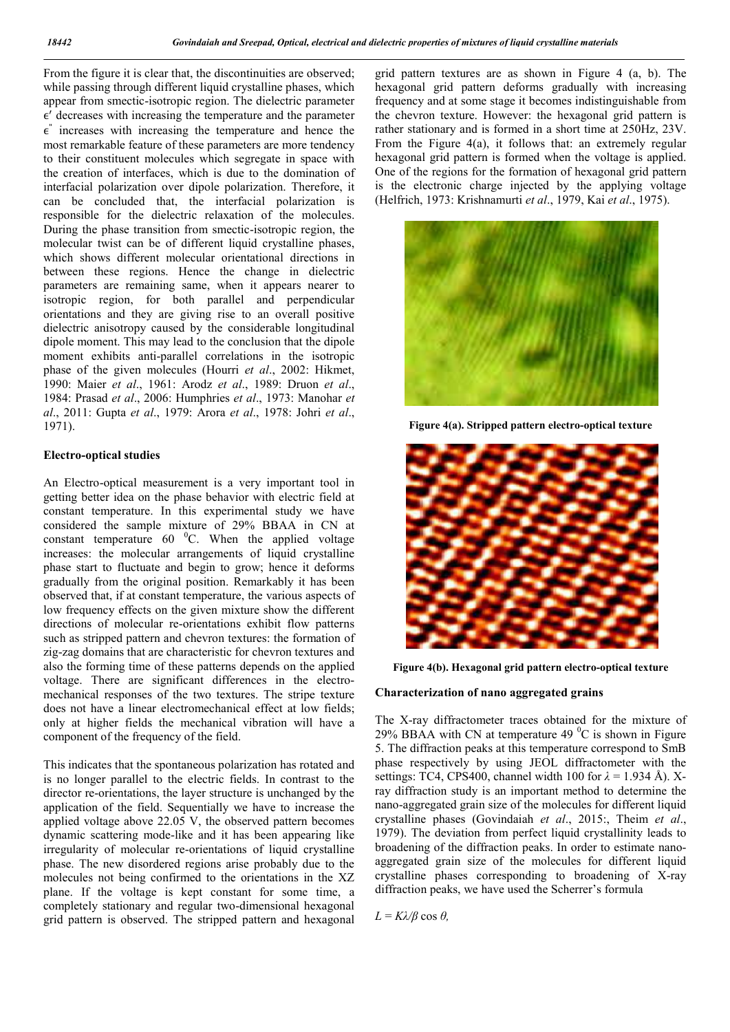From the figure it is clear that, the discontinuities are observed; while passing through different liquid crystalline phases, which appear from smectic-isotropic region. The dielectric parameter $\epsilon'$ decreases with increasing the temperature and the parameter $\epsilon''$ increases with increasing the temperature and hence the most remarkable feature of these parameters are more tendency to their constituent molecules which segregate in space with the creation of interfaces, which is due to the domination of interfacial polarization over dipole polarization. Therefore, it can be concluded that, the interfacial polarization is responsible for the dielectric relaxation of the molecules. During the phase transition from smectic-isotropic region, the molecular twist can be of different liquid crystalline phases, which shows different molecular orientational directions in between these regions. Hence the change in dielectric parameters are remaining same, when it appears nearer to isotropic region, for both parallel and perpendicular orientations and they are giving rise to an overall positive dielectric anisotropy caused by the considerable longitudinal dipole moment. This may lead to the conclusion that the dipole moment exhibits anti-parallel correlations in the isotropic phase of the given molecules (Hourri *et al*., 2002: Hikmet, 1990: Maier *et al*., 1961: Arodz *et al*., 1989: Druon *et al*., 1984: Prasad *et al*., 2006: Humphries *et al*., 1973: Manohar *et al*., 2011: Gupta *et al*., 1979: Arora *et al*., 1978: Johri *et al*., 1971).

## Electro-optical studies

An Electro-optical measurement is a very important tool in getting better idea on the phase behavior with electric field at constant temperature. In this experimental study we have considered the sample mixture of 29% BBAA in CN at constant temperature 60 $^0$C. When the applied voltage increases: the molecular arrangements of liquid crystalline phase start to fluctuate and begin to grow; hence it deforms gradually from the original position. Remarkably it has been observed that, if at constant temperature, the various aspects of low frequency effects on the given mixture show the different directions of molecular re-orientations exhibit flow patterns such as stripped pattern and chevron textures: the formation of zig-zag domains that are characteristic for chevron textures and also the forming time of these patterns depends on the applied voltage. There are significant differences in the electro-mechanical responses of the two textures. The stripe texture does not have a linear electromechanical effect at low fields; only at higher fields the mechanical vibration will have a component of the frequency of the field.

This indicates that the spontaneous polarization has rotated and is no longer parallel to the electric fields. In contrast to the director re-orientations, the layer structure is unchanged by the application of the field. Sequentially we have to increase the applied voltage above 22.05 V, the observed pattern becomes dynamic scattering mode-like and it has been appearing like irregularity of molecular re-orientations of liquid crystalline phase. The new disordered regions arise probably due to the molecules not being confirmed to the orientations in the XZ plane. If the voltage is kept constant for some time, a completely stationary and regular two-dimensional hexagonal grid pattern is observed. The stripped pattern and hexagonal grid pattern textures are as shown in Figure 4 (a, b). The hexagonal grid pattern deforms gradually with increasing frequency and at some stage it becomes indistinguishable from the chevron texture. However: the hexagonal grid pattern is rather stationary and is formed in a short time at 250Hz, 23V. From the Figure 4(a), it follows that: an extremely regular hexagonal grid pattern is formed when the voltage is applied. One of the regions for the formation of hexagonal grid pattern is the electronic charge injected by the applying voltage (Helfrich, 1973: Krishnamurti *et al*., 1979, Kai *et al*., 1975).

**Figure 4(a). Stripped pattern electro-optical texture**

**Figure 4(b). Hexagonal grid pattern electro-optical texture**

## Characterization of nano aggregated grains

The X-ray diffractometer traces obtained for the mixture of 29% BBAA with CN at temperature 49 $^0$C is shown in Figure 5. The diffraction peaks at this temperature correspond to SmB phase respectively by using JEOL diffractometer with the settings: TC4, CPS400, channel width 100 for $\lambda = 1.934$ Å). X-ray diffraction study is an important method to determine the nano-aggregated grain size of the molecules for different liquid crystalline phases (Govindaiah *et al*., 2015:, Theim *et al*., 1979). The deviation from perfect liquid crystallinity leads to broadening of the diffraction peaks. In order to estimate nano-aggregated grain size of the molecules for different liquid crystalline phases corresponding to broadening of X-ray diffraction peaks, we have used the Scherrer's formula

$L = K\lambda/\beta \cos \theta,$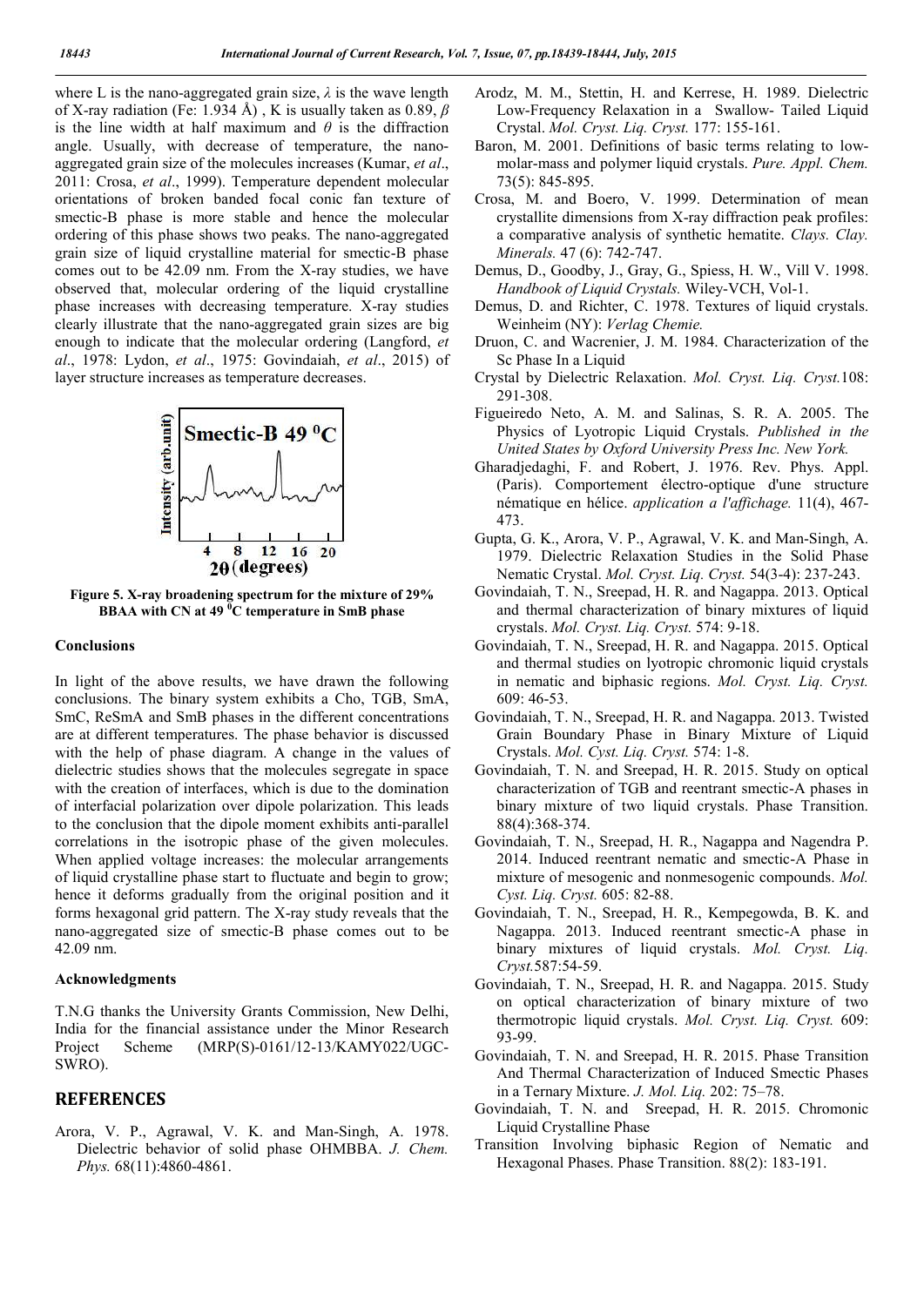where L is the nano-aggregated grain size, $\lambda$ is the wave length of X-ray radiation (Fe: 1.934 Å) , K is usually taken as 0.89, $\beta$ is the line width at half maximum and $\theta$ is the diffraction angle. Usually, with decrease of temperature, the nano-aggregated grain size of the molecules increases (Kumar, *et al*., 2011: Crosa, *et al*., 1999). Temperature dependent molecular orientations of broken banded focal conic fan texture of smectic-B phase is more stable and hence the molecular ordering of this phase shows two peaks. The nano-aggregated grain size of liquid crystalline material for smectic-B phase comes out to be 42.09 nm. From the X-ray studies, we have observed that, molecular ordering of the liquid crystalline phase increases with decreasing temperature. X-ray studies clearly illustrate that the nano-aggregated grain sizes are big enough to indicate that the molecular ordering (Langford, *et al*., 1978: Lydon, *et al*., 1975: Govindaiah, *et al*., 2015) of layer structure increases as temperature decreases.

**Figure 5. X-ray broadening spectrum for the mixture of 29% BBAA with CN at 49 $^0$C temperature in SmB phase**

## Conclusions

In light of the above results, we have drawn the following conclusions. The binary system exhibits a Cho, TGB, SmA, SmC, ReSmA and SmB phases in the different concentrations are at different temperatures. The phase behavior is discussed with the help of phase diagram. A change in the values of dielectric studies shows that the molecules segregate in space with the creation of interfaces, which is due to the domination of interfacial polarization over dipole polarization. This leads to the conclusion that the dipole moment exhibits anti-parallel correlations in the isotropic phase of the given molecules. When applied voltage increases: the molecular arrangements of liquid crystalline phase start to fluctuate and begin to grow; hence it deforms gradually from the original position and it forms hexagonal grid pattern. The X-ray study reveals that the nano-aggregated size of smectic-B phase comes out to be 42.09 nm.

## Acknowledgments

T.N.G thanks the University Grants Commission, New Delhi, India for the financial assistance under the Minor Research Project Scheme (MRP(S)-0161/12-13/KAMY022/UGC-SWRO).

## REFERENCES

Arora, V. P., Agrawal, V. K. and Man-Singh, A. 1978. Dielectric behavior of solid phase OHMBBA. *J. Chem. Phys.* 68(11):4860-4861.

Arodz, M. M., Stettin, H. and Kerrese, H. 1989. Dielectric Low-Frequency Relaxation in a Swallow- Tailed Liquid Crystal. *Mol. Cryst. Liq. Cryst.* 177: 155-161.

Baron, M. 2001. Definitions of basic terms relating to low-molar-mass and polymer liquid crystals. *Pure. Appl. Chem.* 73(5): 845-895.

Crosa, M. and Boero, V. 1999. Determination of mean crystallite dimensions from X-ray diffraction peak profiles: a comparative analysis of synthetic hematite. *Clays. Clay. Minerals.* 47 (6): 742-747.

Demus, D., Goodby, J., Gray, G., Spiess, H. W., Vill V. 1998. *Handbook of Liquid Crystals.* Wiley-VCH, Vol-1.

Demus, D. and Richter, C. 1978. Textures of liquid crystals. Weinheim (NY): *Verlag Chemie.*

Druon, C. and Wacrenier, J. M. 1984. Characterization of the Sc Phase In a Liquid Crystal by Dielectric Relaxation. *Mol. Cryst. Liq. Cryst.*108: 291-308.

Figueiredo Neto, A. M. and Salinas, S. R. A. 2005. The Physics of Lyotropic Liquid Crystals. *Published in the United States by Oxford University Press Inc. New York.*

Gharadjedaghi, F. and Robert, J. 1976. Rev. Phys. Appl. (Paris). Comportement électro-optique d'une structure nématique en hélice. *application a l'affichage.* 11(4), 467-473.

Gupta, G. K., Arora, V. P., Agrawal, V. K. and Man-Singh, A. 1979. Dielectric Relaxation Studies in the Solid Phase Nematic Crystal. *Mol. Cryst. Liq. Cryst.* 54(3-4): 237-243.

Govindaiah, T. N., Sreepad, H. R. and Nagappa. 2013. Optical and thermal characterization of binary mixtures of liquid crystals. *Mol. Cryst. Liq. Cryst.* 574: 9-18.

Govindaiah, T. N., Sreepad, H. R. and Nagappa. 2015. Optical and thermal studies on lyotropic chromonic liquid crystals in nematic and biphasic regions. *Mol. Cryst. Liq. Cryst.* 609: 46-53.

Govindaiah, T. N., Sreepad, H. R. and Nagappa. 2013. Twisted Grain Boundary Phase in Binary Mixture of Liquid Crystals. *Mol. Cyst. Liq. Cryst.* 574: 1-8.

Govindaiah, T. N. and Sreepad, H. R. 2015. Study on optical characterization of TGB and reentrant smectic-A phases in binary mixture of two liquid crystals. Phase Transition. 88(4):368-374.

Govindaiah, T. N., Sreepad, H. R., Nagappa and Nagendra P. 2014. Induced reentrant nematic and smectic-A Phase in mixture of mesogenic and nonmesogenic compounds. *Mol. Cyst. Liq. Cryst.* 605: 82-88.

Govindaiah, T. N., Sreepad, H. R., Kempegowda, B. K. and Nagappa. 2013. Induced reentrant smectic-A phase in binary mixtures of liquid crystals. *Mol. Cryst. Liq. Cryst.*587:54-59.

Govindaiah, T. N., Sreepad, H. R. and Nagappa. 2015. Study on optical characterization of binary mixture of two thermotropic liquid crystals. *Mol. Cryst. Liq. Cryst.* 609: 93-99.

Govindaiah, T. N. and Sreepad, H. R. 2015. Phase Transition And Thermal Characterization of Induced Smectic Phases in a Ternary Mixture. *J. Mol. Liq.* 202: 75–78.

Govindaiah, T. N. and Sreepad, H. R. 2015. Chromonic Liquid Crystalline Phase Transition Involving biphasic Region of Nematic and Hexagonal Phases. Phase Transition. 88(2): 183-191.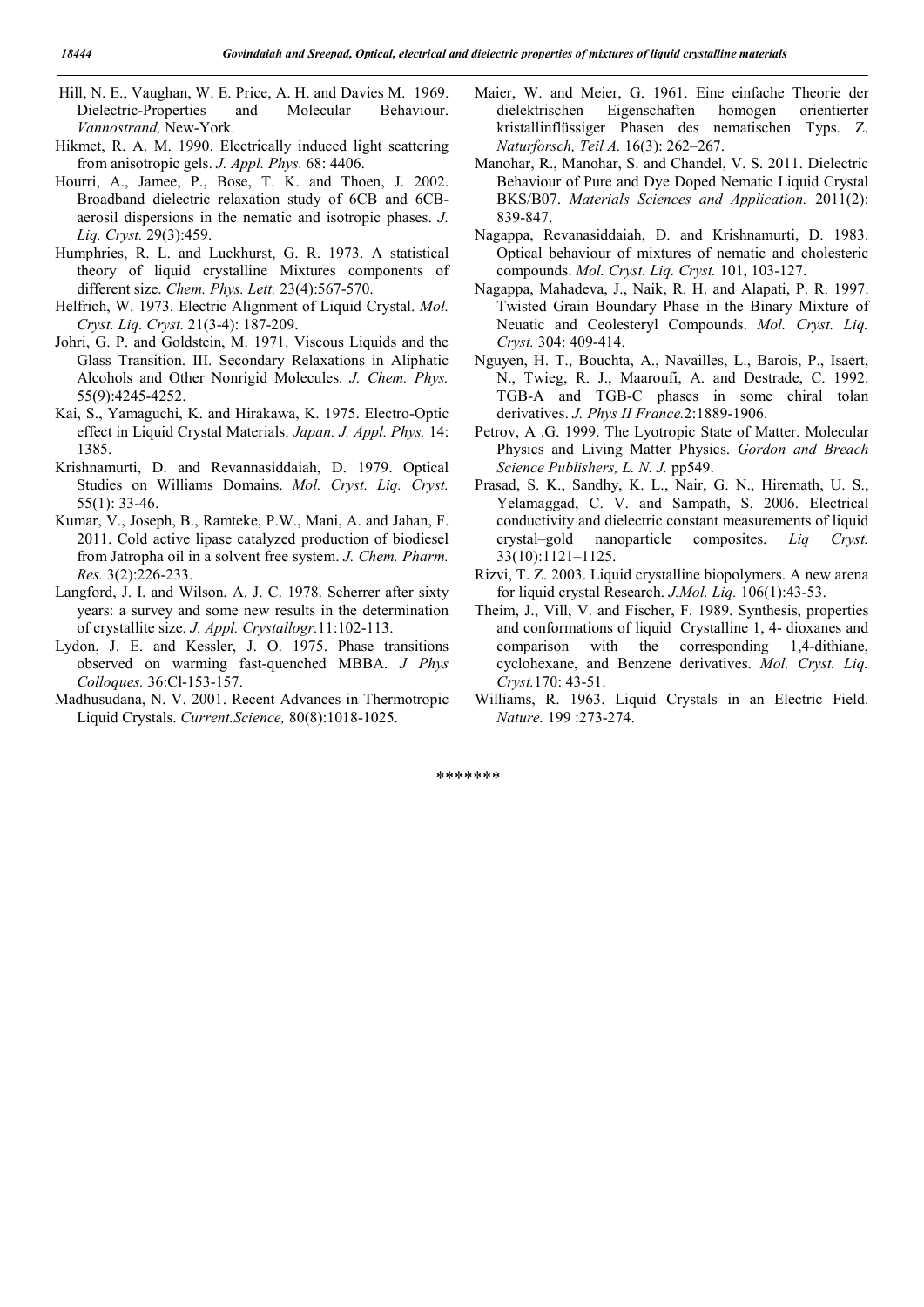Hill, N. E., Vaughan, W. E. Price, A. H. and Davies M. 1969. Dielectric-Properties and Molecular Behaviour. *Vannostrand,* New-York.

Hikmet, R. A. M. 1990. Electrically induced light scattering from anisotropic gels. *J. Appl. Phys.* 68: 4406.

Hourri, A., Jamee, P., Bose, T. K. and Thoen, J. 2002. Broadband dielectric relaxation study of 6CB and 6CB-aerosil dispersions in the nematic and isotropic phases. *J. Liq. Cryst.* 29(3):459.

Humphries, R. L. and Luckhurst, G. R. 1973. A statistical theory of liquid crystalline Mixtures components of different size. *Chem. Phys. Lett.* 23(4):567-570.

Helfrich, W. 1973. Electric Alignment of Liquid Crystal. *Mol. Cryst. Liq. Cryst.* 21(3-4): 187-209.

Johri, G. P. and Goldstein, M. 1971. Viscous Liquids and the Glass Transition. III. Secondary Relaxations in Aliphatic Alcohols and Other Nonrigid Molecules. *J. Chem. Phys.* 55(9):4245-4252.

Kai, S., Yamaguchi, K. and Hirakawa, K. 1975. Electro-Optic effect in Liquid Crystal Materials. *Japan. J. Appl. Phys.* 14: 1385.

Krishnamurti, D. and Revannasiddaiah, D. 1979. Optical Studies on Williams Domains. *Mol. Cryst. Liq. Cryst.* 55(1): 33-46.

Kumar, V., Joseph, B., Ramteke, P.W., Mani, A. and Jahan, F. 2011. Cold active lipase catalyzed production of biodiesel from Jatropha oil in a solvent free system. *J. Chem. Pharm. Res.* 3(2):226-233.

Langford, J. I. and Wilson, A. J. C. 1978. Scherrer after sixty years: a survey and some new results in the determination of crystallite size. *J. Appl. Crystallogr.*11:102-113.

Lydon, J. E. and Kessler, J. O. 1975. Phase transitions observed on warming fast-quenched MBBA. *J Phys Colloques.* 36:Cl-153-157.

Madhusudana, N. V. 2001. Recent Advances in Thermotropic Liquid Crystals. *Current.Science,* 80(8):1018-1025.

Maier, W. and Meier, G. 1961. Eine einfache Theorie der dielektrischen Eigenschaften homogen orientierter kristallinflüssiger Phasen des nematischen Typs. Z. *Naturforsch, Teil A.* 16(3): 262–267.

Manohar, R., Manohar, S. and Chandel, V. S. 2011. Dielectric Behaviour of Pure and Dye Doped Nematic Liquid Crystal BKS/B07. *Materials Sciences and Application.* 2011(2): 839-847.

Nagappa, Revanasiddaiah, D. and Krishnamurti, D. 1983. Optical behaviour of mixtures of nematic and cholesteric compounds. *Mol. Cryst. Liq. Cryst.* 101, 103-127.

Nagappa, Mahadeva, J., Naik, R. H. and Alapati, P. R. 1997. Twisted Grain Boundary Phase in the Binary Mixture of Neuatic and Ceolesteryl Compounds. *Mol. Cryst. Liq. Cryst.* 304: 409-414.

Nguyen, H. T., Bouchta, A., Navailles, L., Barois, P., Isaert, N., Twieg, R. J., Maaroufi, A. and Destrade, C. 1992. TGB-A and TGB-C phases in some chiral tolan derivatives. *J. Phys II France.*2:1889-1906.

Petrov, A .G. 1999. The Lyotropic State of Matter. Molecular Physics and Living Matter Physics. *Gordon and Breach Science Publishers, L. N. J.* pp549.

Prasad, S. K., Sandhy, K. L., Nair, G. N., Hiremath, U. S., Yelamaggad, C. V. and Sampath, S. 2006. Electrical conductivity and dielectric constant measurements of liquid crystal–gold nanoparticle composites. *Liq Cryst.* 33(10):1121–1125.

Rizvi, T. Z. 2003. Liquid crystalline biopolymers. A new arena for liquid crystal Research. *J.Mol. Liq.* 106(1):43-53.

Theim, J., Vill, V. and Fischer, F. 1989. Synthesis, properties and conformations of liquid Crystalline 1, 4- dioxanes and comparison with the corresponding 1,4-dithiane, cyclohexane, and Benzene derivatives. *Mol. Cryst. Liq. Cryst.*170: 43-51.

Williams, R. 1963. Liquid Crystals in an Electric Field. *Nature.* 199 :273-274.

\*\*\*\*\*\*\*